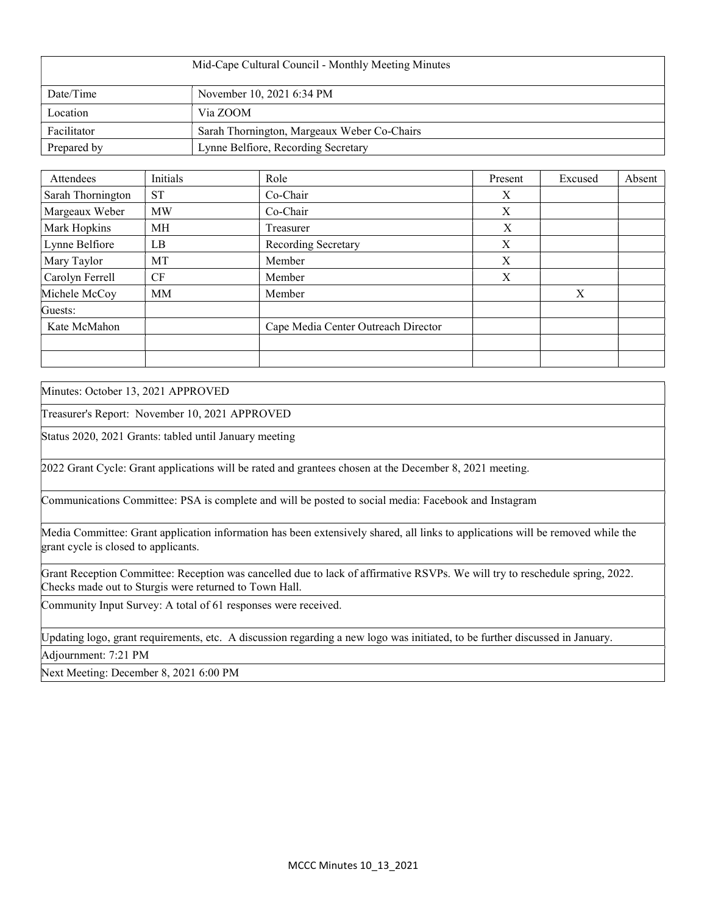| Mid-Cape Cultural Council - Monthly Meeting Minutes | |
|---|---|
| Date/Time | November 10, 2021 6:34 PM |
| Location | Via ZOOM |
| Facilitator | Sarah Thornington, Margeaux Weber Co-Chairs |
| Prepared by | Lynne Belfiore, Recording Secretary |

| Attendees | Initials | Role | Present | Excused | Absent |
|---|---|---|---|---|---|
| Sarah Thornington | ST | Co-Chair | X | | |
| Margeaux Weber | MW | Co-Chair | X | | |
| Mark Hopkins | MH | Treasurer | X | | |
| Lynne Belfiore | LB | Recording Secretary | X | | |
| Mary Taylor | MT | Member | X | | |
| Carolyn Ferrell | CF | Member | X | | |
| Michele McCoy | MM | Member | | X | |
| Guests: | | | | | |
| Kate McMahon | | Cape Media Center Outreach Director | | | |
| | | | | | |
| | | | | | |

|  |
|---|
| Minutes: October 13, 2021 APPROVED |
| Treasurer's Report: November 10, 2021 APPROVED |
| Status 2020, 2021 Grants: tabled until January meeting |
| 2022 Grant Cycle: Grant applications will be rated and grantees chosen at the December 8, 2021 meeting. |
| Communications Committee: PSA is complete and will be posted to social media: Facebook and Instagram |
| Media Committee: Grant application information has been extensively shared, all links to applications will be removed while the grant cycle is closed to applicants. |
| Grant Reception Committee: Reception was cancelled due to lack of affirmative RSVPs. We will try to reschedule spring, 2022. Checks made out to Sturgis were returned to Town Hall. |
| Community Input Survey: A total of 61 responses were received. |
| Updating logo, grant requirements, etc. A discussion regarding a new logo was initiated, to be further discussed in January. |
| Adjournment: 7:21 PM |
| Next Meeting: December 8, 2021 6:00 PM |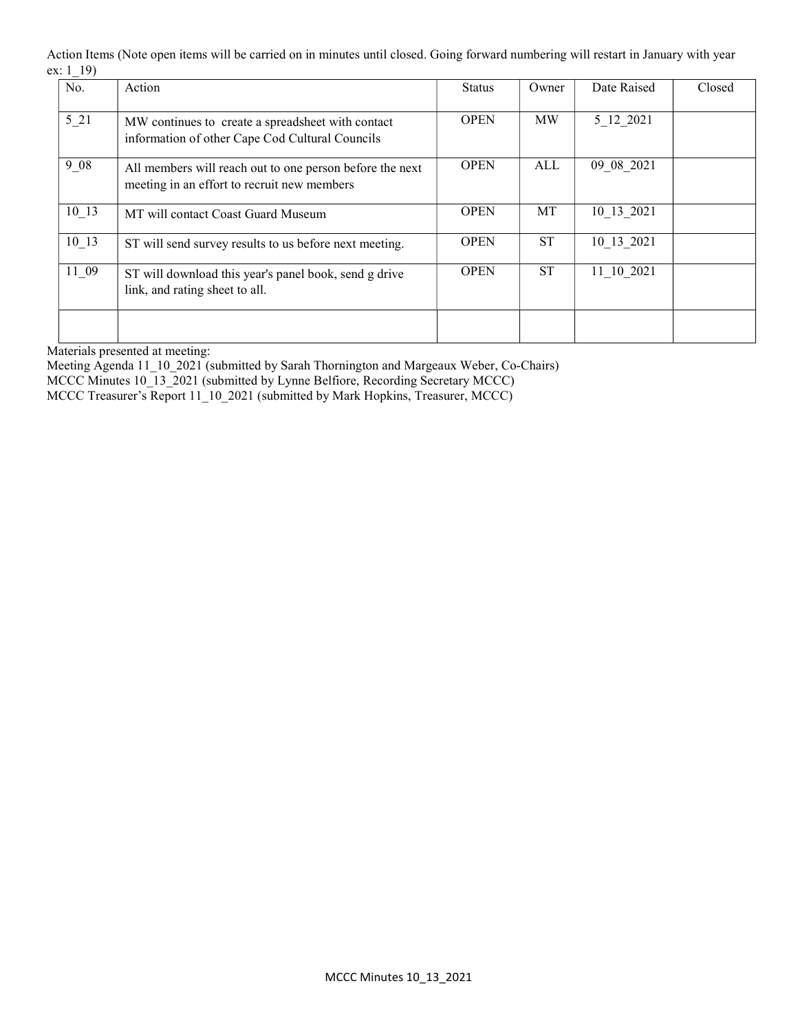Action Items (Note open items will be carried on in minutes until closed. Going forward numbering will restart in January with year ex: 1_19)

| No. | Action | Status | Owner | Date Raised | Closed |
|---|---|---|---|---|---|
| 5_21 | MW continues to create a spreadsheet with contact information of other Cape Cod Cultural Councils | OPEN | MW | 5_12_2021 | |
| 9_08 | All members will reach out to one person before the next meeting in an effort to recruit new members | OPEN | ALL | 09_08_2021 | |
| 10_13 | MT will contact Coast Guard Museum | OPEN | MT | 10_13_2021 | |
| 10_13 | ST will send survey results to us before next meeting. | OPEN | ST | 10_13_2021 | |
| 11_09 | ST will download this year's panel book, send g drive link, and rating sheet to all. | OPEN | ST | 11_10_2021 | |
| | | | | | |

Materials presented at meeting:
Meeting Agenda 11_10_2021 (submitted by Sarah Thornington and Margeaux Weber, Co-Chairs)
MCCC Minutes 10_13_2021 (submitted by Lynne Belfiore, Recording Secretary MCCC)
MCCC Treasurer's Report 11_10_2021 (submitted by Mark Hopkins, Treasurer, MCCC)